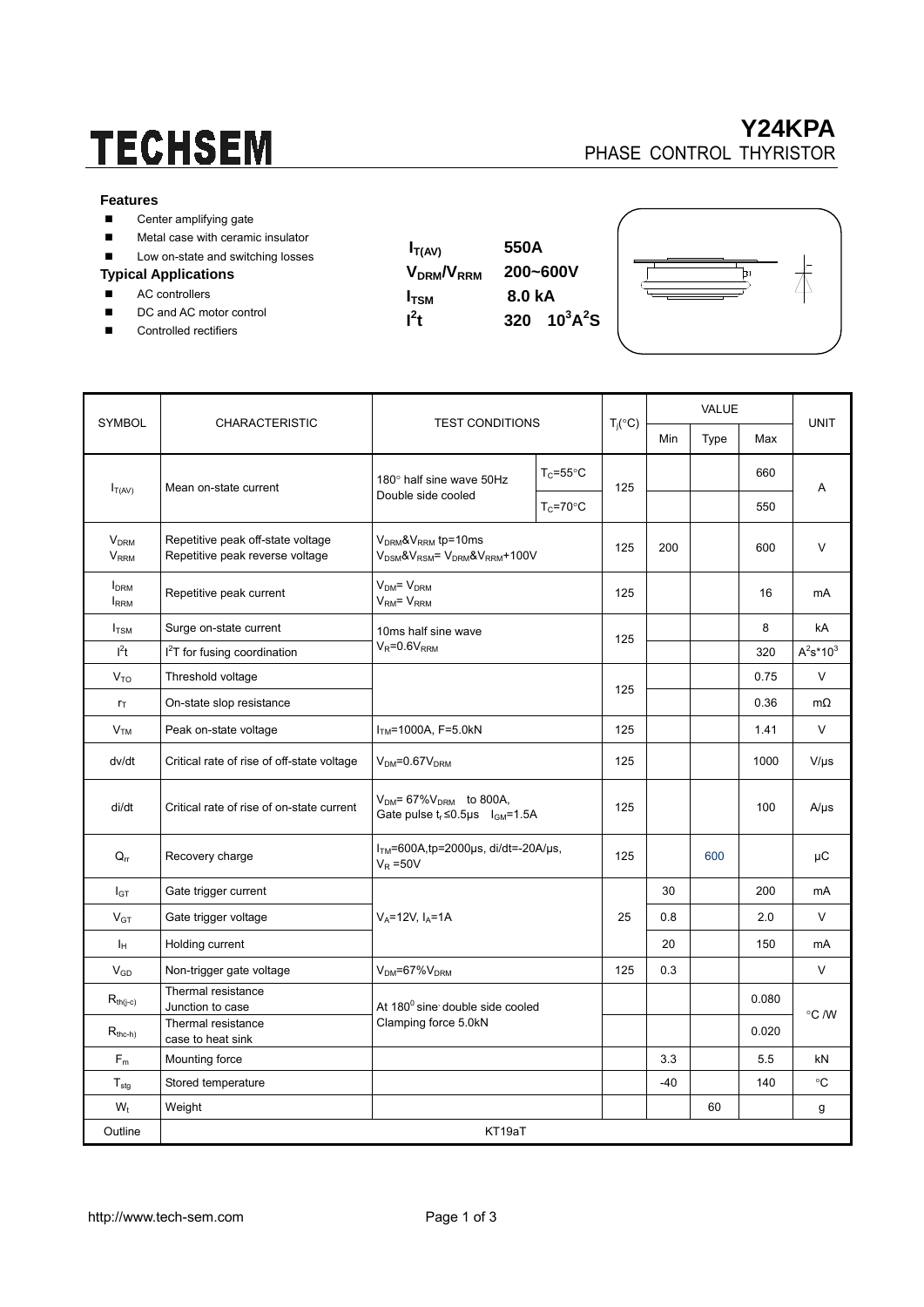# TECHSEM

## Y24KPA
PHASE CONTROL THYRISTOR

### Features

- Center amplifying gate
- Metal case with ceramic insulator
- Low on-state and switching losses

### Typical Applications

- AC controllers
- DC and AC motor control
- Controlled rectifiers

| | |
|---|---|
| $I_{T(AV)}$ | **550A** |
| $V_{DRM}/V_{RRM}$ | **200~600V** |
| $I_{TSM}$ | **8.0 kA** |
| $I^2t$ | **320 $10^3A^2S$** |

| SYMBOL | CHARACTERISTIC | TEST CONDITIONS | | $T_j$(°C) | VALUE | | | UNIT |
|---|---|---|---|---|---|---|---|---|
| | | | | | Min | Type | Max | |
| $I_{T(AV)}$ | Mean on-state current | 180° half sine wave 50Hz Double side cooled | $T_C$=55°C | 125 | | | 660 | A |
| | | | $T_C$=70°C | | | | 550 | |
| $V_{DRM}$ $V_{RRM}$ | Repetitive peak off-state voltage Repetitive peak reverse voltage | $V_{DRM}$&$V_{RRM}$ tp=10ms $V_{DSM}$&$V_{RSM}$= $V_{DRM}$&$V_{RRM}$+100V | | 125 | 200 | | 600 | V |
| $I_{DRM}$ $I_{RRM}$ | Repetitive peak current | $V_{DM}$= $V_{DRM}$ $V_{RM}$= $V_{RRM}$ | | 125 | | | 16 | mA |
| $I_{TSM}$ | Surge on-state current | 10ms half sine wave $V_R$=0.6$V_{RRM}$ | | 125 | | | 8 | kA |
| $I^2t$ | $I^2T$ for fusing coordination | | | | | | 320 | $A^2s*10^3$ |
| $V_{TO}$ | Threshold voltage | | | 125 | | | 0.75 | V |
| $r_T$ | On-state slop resistance | | | | | | 0.36 | mΩ |
| $V_{TM}$ | Peak on-state voltage | $I_{TM}$=1000A, F=5.0kN | | 125 | | | 1.41 | V |
| dv/dt | Critical rate of rise of off-state voltage | $V_{DM}$=0.67$V_{DRM}$ | | 125 | | | 1000 | V/μs |
| di/dt | Critical rate of rise of on-state current | $V_{DM}$= 67%$V_{DRM}$ to 800A, Gate pulse $t_r$≤0.5μs $I_{GM}$=1.5A | | 125 | | | 100 | A/μs |
| $Q_{rr}$ | Recovery charge | $I_{TM}$=600A,tp=2000μs, di/dt=-20A/μs, $V_R$ =50V | | 125 | | 600 | | μC |
| $I_{GT}$ | Gate trigger current | $V_A$=12V, $I_A$=1A | | 25 | 30 | | 200 | mA |
| $V_{GT}$ | Gate trigger voltage | | | | 0.8 | | 2.0 | V |
| $I_H$ | Holding current | | | | 20 | | 150 | mA |
| $V_{GD}$ | Non-trigger gate voltage | $V_{DM}$=67%$V_{DRM}$ | | 125 | 0.3 | | | V |
| $R_{th(j-c)}$ | Thermal resistance Junction to case | At 180° sine, double side cooled Clamping force 5.0kN | | | | | 0.080 | °C /W |
| $R_{th(c-h)}$ | Thermal resistance case to heat sink | | | | | | 0.020 | |
| $F_m$ | Mounting force | | | | 3.3 | | 5.5 | kN |
| $T_{stg}$ | Stored temperature | | | | -40 | | 140 | °C |
| $W_t$ | Weight | | | | | 60 | | g |
| Outline | KT19aT | | | | | | | |

http://www.tech-sem.com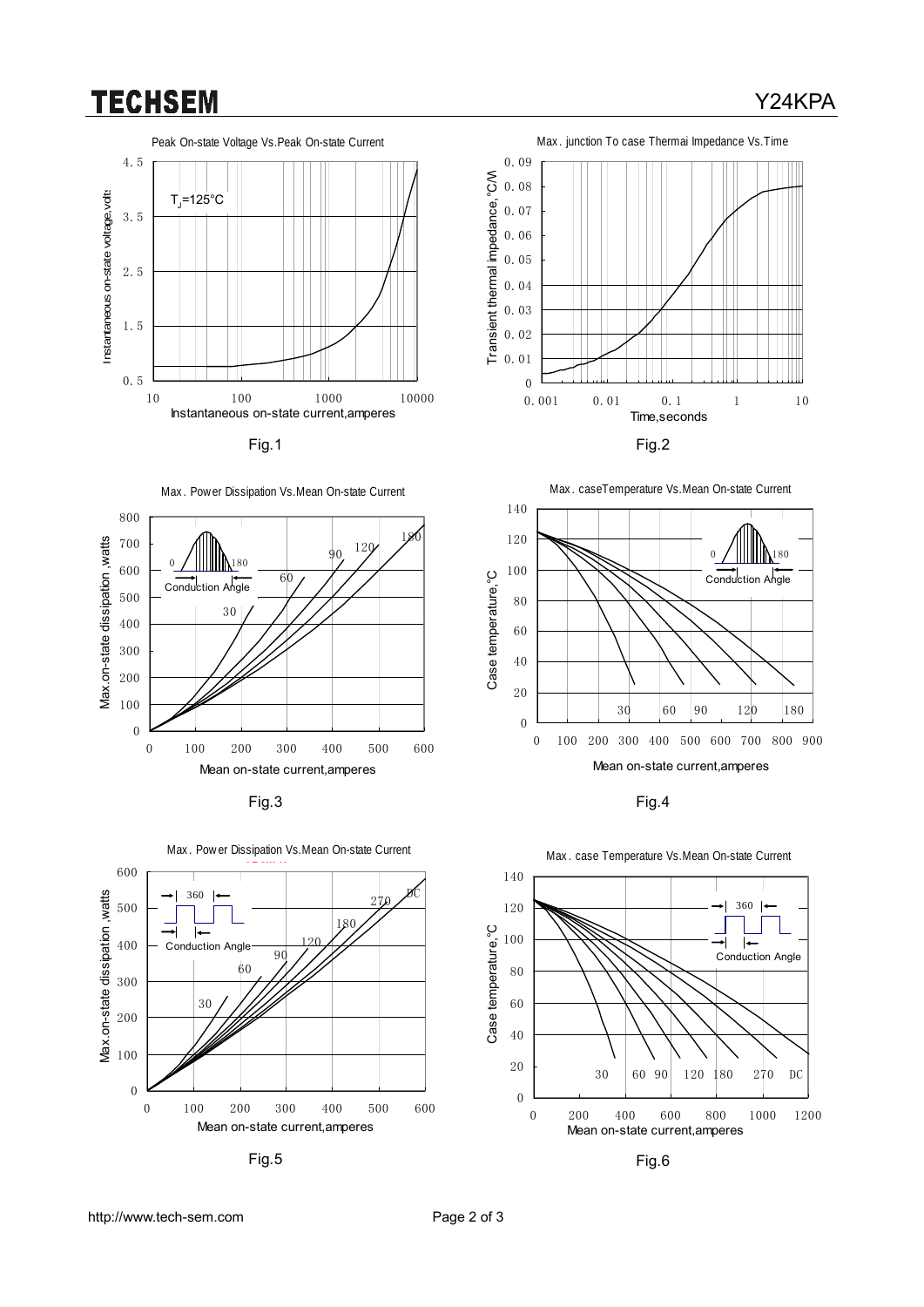**Peak On-state Voltage Vs.Peak On-state Current**

$T_J$=125°C

Instantaneous on-state voltage,volts

Instantaneous on-state current,amperes

Fig.1

**Max. junction To case Thermai Impedance Vs.Time**

Transient thermal impedance, °C/W

Time,seconds

Fig.2

**Max. Power Dissipation Vs.Mean On-state Current**

Conduction Angle

Max.on-state dissipation ,watts

Mean on-state current,amperes

Fig.3

**Max. caseTemperature Vs.Mean On-state Current**

Conduction Angle

Case temperature,°C

Mean on-state current,amperes

Fig.4

**Max. Power Dissipation Vs.Mean On-state Current**

Conduction Angle

Max.on-state dissipation ,watts

Mean on-state current,amperes

Fig.5

**Max. case Temperature Vs.Mean On-state Current**

Conduction Angle

Case temperature,°C

Mean on-state current,amperes

Fig.6

http://www.tech-sem.com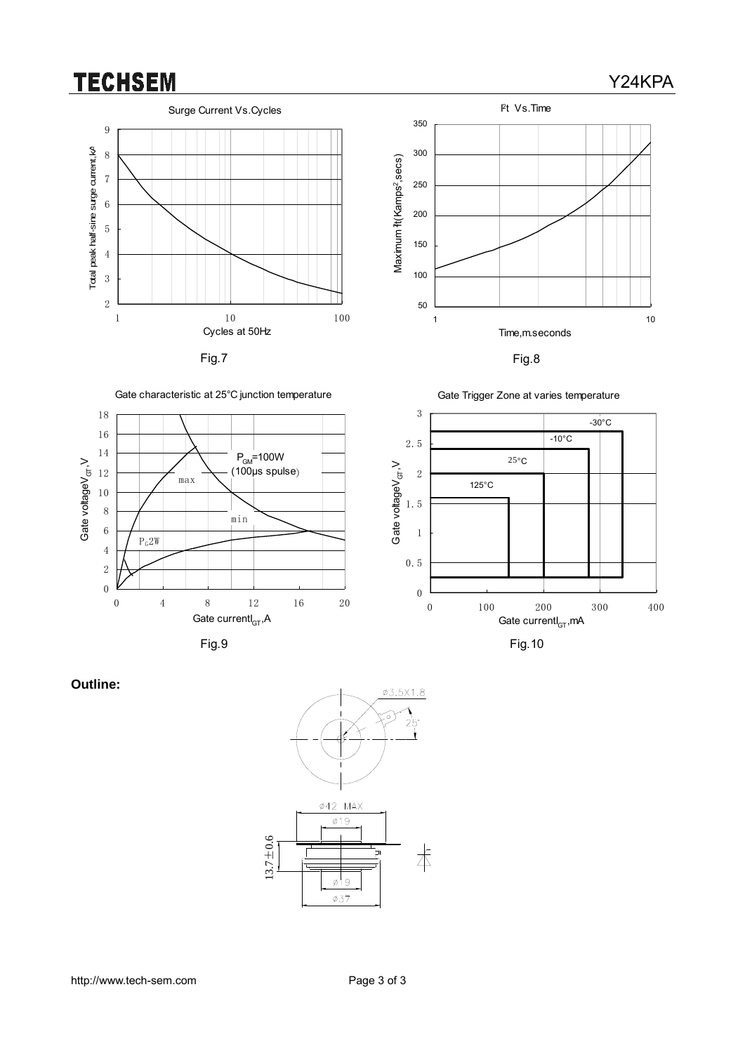Surge Current Vs.Cycles

Total peak half-sine surge current, kA

9
8
7
6
5
4
3
2

1
10
100

Cycles at 50Hz

Fig.7

$I^2t$ Vs.Time

Maximum $I^2t$(Kamps$^2$,secs)

350
300
250
200
150
100
50

1
10

Time,m.seconds

Fig.8

Gate characteristic at 25°C junction temperature

Gate voltage$V_{GT}$, V

18
16
14
12
10
8
6
4
2
0

0
4
8
12
16
20

Gate current$I_{GT}$,A

$P_{GM}$=100W
(100μs spulse)

max

min

$P_G$2W

Fig.9

Gate Trigger Zone at varies temperature

Gate voltage$V_{GT}$,V

3
2.5
2
1.5
1
0.5
0

0
100
200
300
400

Gate current$I_{GT}$,mA

-30°C
-10°C
25°C
125°C

Fig.10

**Outline:**

ø3.5X1.8

25°

ø42 MAX

ø19

13.7±0.6

ø19

ø37